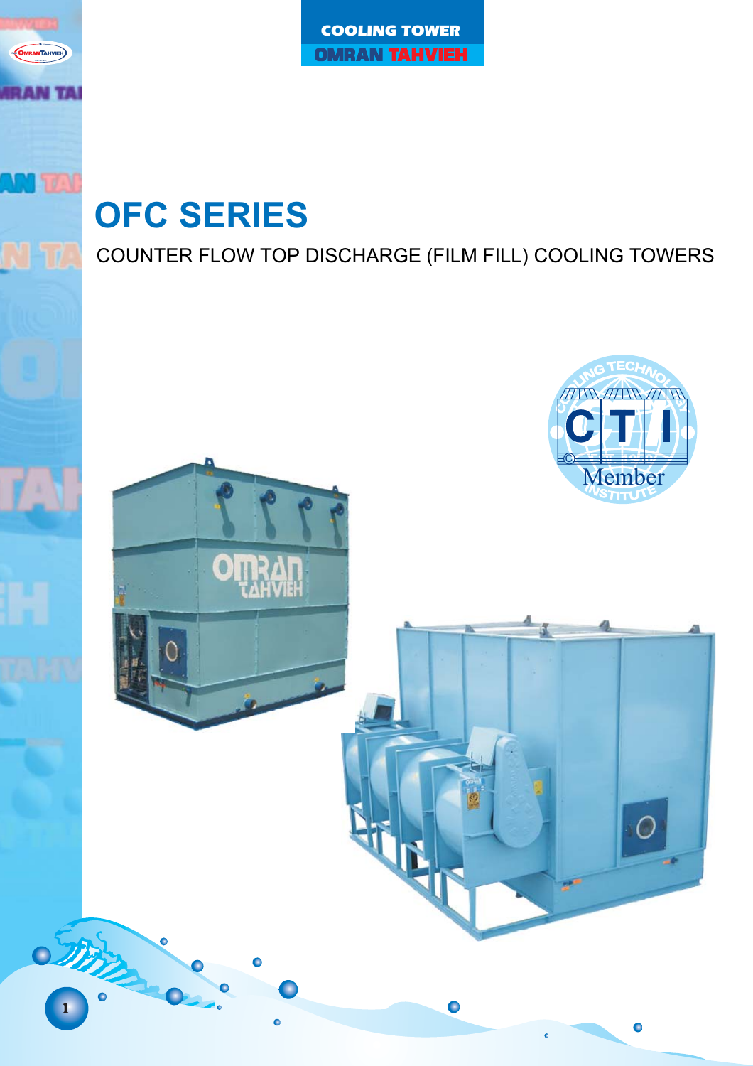COOLING TOWER

OMRAN TAHVIEH

# OFC SERIES

COUNTER FLOW TOP DISCHARGE (FILM FILL) COOLING TOWERS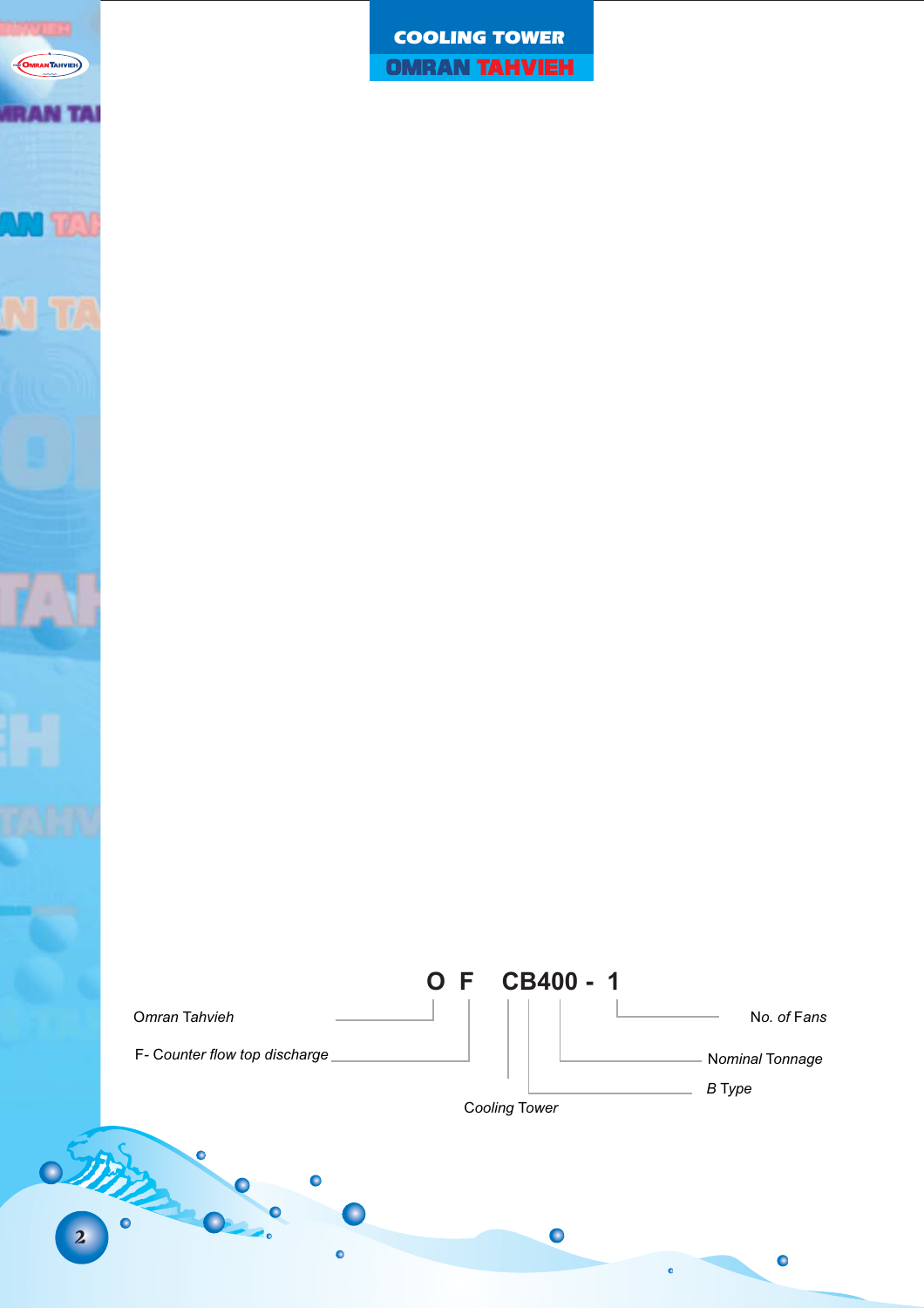**O F CB400 - 1**

- O — Omran Tahvieh
- F — F- Counter flow top discharge
- C — Cooling Tower
- B — B Type
- 400 — Nominal Tonnage
- 1 — No. of Fans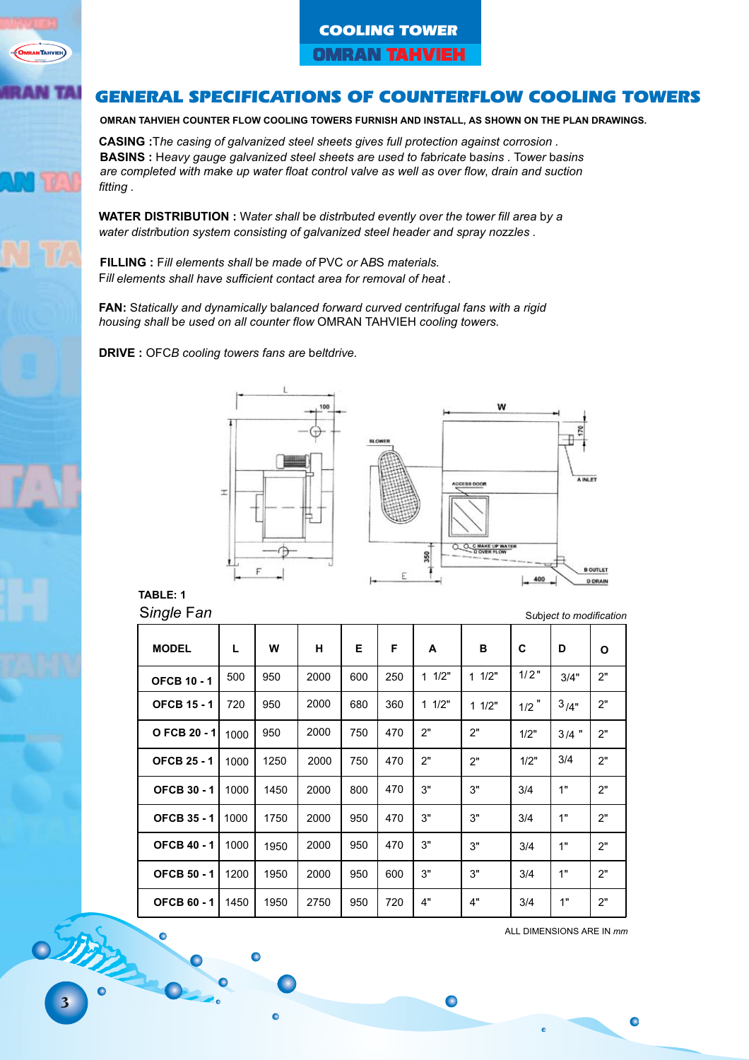# GENERAL SPECIFICATIONS OF COUNTERFLOW COOLING TOWERS

**OMRAN TAHVIEH COUNTER FLOW COOLING TOWERS FURNISH AND INSTALL, AS SHOWN ON THE PLAN DRAWINGS.**

**CASING :** *The casing of galvanized steel sheets gives full protection against corrosion .*
**BASINS :** Heavy gauge galvanized steel sheets are used to fabricate basins . Tower basins *are completed with make up water float control valve as well as over flow, drain and suction fitting .*

**WATER DISTRIBUTION :** *Water shall* be *distributed evently over the tower fill area* by *a water distribution system consisting of galvanized steel header and spray nozzles .*

**FILLING :** F*ill elements shall* be *made of* PVC *or* ABS *materials.*
F*ill elements shall have sufficient contact area for removal of heat .*

**FAN:** *Statically and dynamically* balanced forward curved centrifugal fans with *a rigid housing shall* be *used on all counter flow* OMRAN TAHVIEH *cooling towers.*

**DRIVE :** OFC*B cooling towers fans are* beltdrive.

**TABLE: 1**

*Single Fan*

Subject to modification

| MODEL | L | W | H | E | F | A | B | C | D | O |
|---|---|---|---|---|---|---|---|---|---|---|
| OFCB 10 - 1 | 500 | 950 | 2000 | 600 | 250 | 1 1/2" | 1 1/2" | 1/2" | 3/4" | 2" |
| OFCB 15 - 1 | 720 | 950 | 2000 | 680 | 360 | 1 1/2" | 1 1/2" | 1/2" | 3/4" | 2" |
| O FCB 20 - 1 | 1000 | 950 | 2000 | 750 | 470 | 2" | 2" | 1/2" | 3/4" | 2" |
| OFCB 25 - 1 | 1000 | 1250 | 2000 | 750 | 470 | 2" | 2" | 1/2" | 3/4 | 2" |
| OFCB 30 - 1 | 1000 | 1450 | 2000 | 800 | 470 | 3" | 3" | 3/4 | 1" | 2" |
| OFCB 35 - 1 | 1000 | 1750 | 2000 | 950 | 470 | 3" | 3" | 3/4 | 1" | 2" |
| OFCB 40 - 1 | 1000 | 1950 | 2000 | 950 | 470 | 3" | 3" | 3/4 | 1" | 2" |
| OFCB 50 - 1 | 1200 | 1950 | 2000 | 950 | 600 | 3" | 3" | 3/4 | 1" | 2" |
| OFCB 60 - 1 | 1450 | 1950 | 2750 | 950 | 720 | 4" | 4" | 3/4 | 1" | 2" |

ALL DIMENSIONS ARE IN *mm*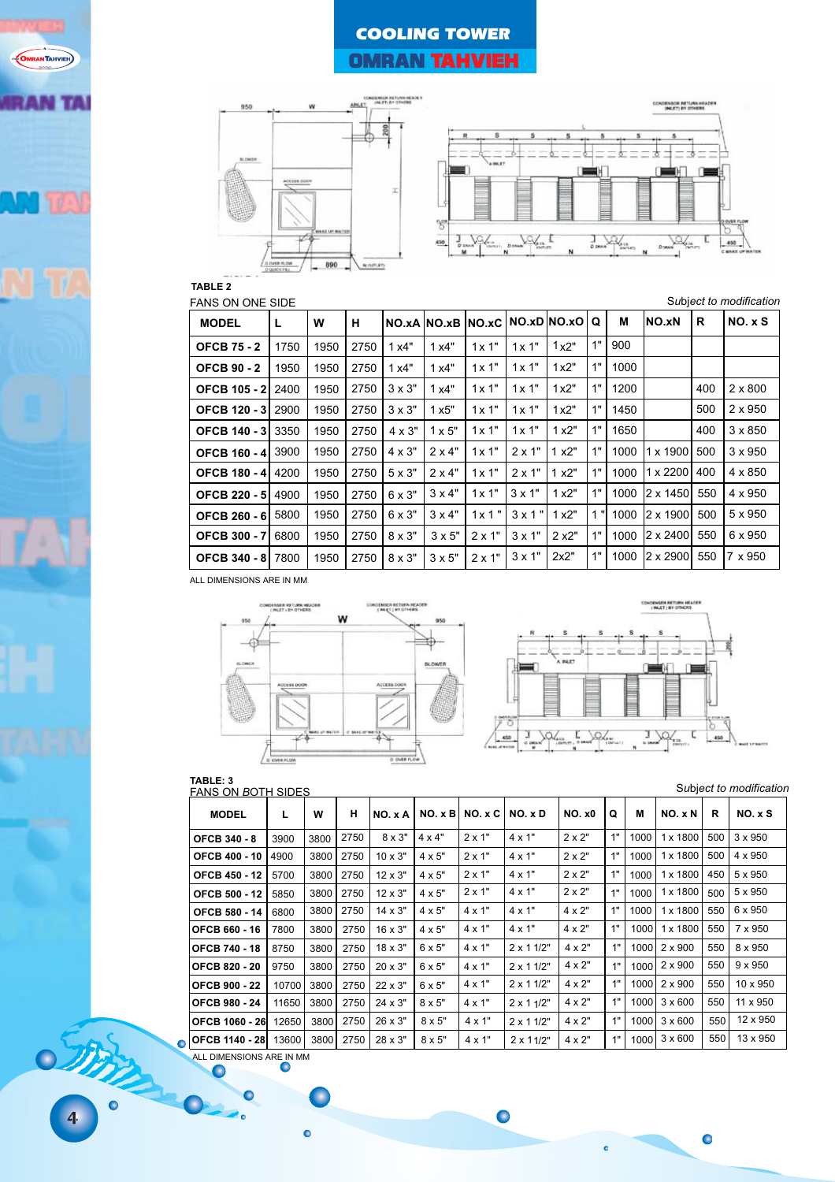# COOLING TOWER
## OMRAN TAHVIEH

**TABLE 2**

FANS ON ONE SIDE

*Subject to modification*

| MODEL | L | W | H | NO.xA | NO.xB | NO.xC | NO.xD | NO.xO | Q | M | NO.xN | R | NO. x S |
|---|---|---|---|---|---|---|---|---|---|---|---|---|---|
| OFCB 75 - 2 | 1750 | 1950 | 2750 | 1 x4" | 1 x4" | 1x 1" | 1x 1" | 1x2" | 1" | 900 | | | |
| OFCB 90 - 2 | 1950 | 1950 | 2750 | 1 x4" | 1 x4" | 1x 1" | 1x 1" | 1x2" | 1" | 1000 | | | |
| OFCB 105 - 2 | 2400 | 1950 | 2750 | 3 x 3" | 1 x4" | 1x 1" | 1x 1" | 1x2" | 1" | 1200 | | 400 | 2 x 800 |
| OFCB 120 - 3 | 2900 | 1950 | 2750 | 3 x 3" | 1 x5" | 1x 1" | 1x 1" | 1x2" | 1" | 1450 | | 500 | 2 x 950 |
| OFCB 140 - 3 | 3350 | 1950 | 2750 | 4 x 3" | 1 x 5" | 1x 1" | 1x 1" | 1 x2" | 1" | 1650 | | 400 | 3 x 850 |
| OFCB 160 - 4 | 3900 | 1950 | 2750 | 4 x 3" | 2 x 4" | 1x 1" | 2 x 1" | 1 x2" | 1" | 1000 | 1 x 1900 | 500 | 3 x 950 |
| OFCB 180 - 4 | 4200 | 1950 | 2750 | 5 x 3" | 2 x 4" | 1x 1" | 2 x 1" | 1 x2" | 1" | 1000 | 1 x 2200 | 400 | 4 x 850 |
| OFCB 220 - 5 | 4900 | 1950 | 2750 | 6 x 3" | 3 x 4" | 1x 1" | 3 x 1" | 1 x2" | 1" | 1000 | 2 x 1450 | 550 | 4 x 950 |
| OFCB 260 - 6 | 5800 | 1950 | 2750 | 6 x 3" | 3 x 4" | 1x 1 " | 3 x 1 " | 1 x2" | 1 " | 1000 | 2 x 1900 | 500 | 5 x 950 |
| OFCB 300 - 7 | 6800 | 1950 | 2750 | 8 x 3" | 3 x 5" | 2 x 1" | 3 x 1" | 2 x2" | 1" | 1000 | 2 x 2400 | 550 | 6 x 950 |
| OFCB 340 - 8 | 7800 | 1950 | 2750 | 8 x 3" | 3 x 5" | 2 x 1" | 3 x 1" | 2x2" | 1" | 1000 | 2 x 2900 | 550 | 7 x 950 |

ALL DIMENSIONS ARE IN MM

**TABLE: 3**

FANS ON BOTH SIDES

*Subject to modification*

| MODEL | L | W | H | NO. x A | NO. x B | NO. x C | NO. x D | NO. x0 | Q | M | NO. x N | R | NO. x S |
|---|---|---|---|---|---|---|---|---|---|---|---|---|---|
| OFCB 340 - 8 | 3900 | 3800 | 2750 | 8 x 3" | 4 x 4" | 2 x 1" | 4 x 1" | 2 x 2" | 1" | 1000 | 1 x 1800 | 500 | 3 x 950 |
| OFCB 400 - 10 | 4900 | 3800 | 2750 | 10 x 3" | 4 x 5" | 2 x 1" | 4 x 1" | 2 x 2" | 1" | 1000 | 1 x 1800 | 500 | 4 x 950 |
| OFCB 450 - 12 | 5700 | 3800 | 2750 | 12 x 3" | 4 x 5" | 2 x 1" | 4 x 1" | 2 x 2" | 1" | 1000 | 1 x 1800 | 450 | 5 x 950 |
| OFCB 500 - 12 | 5850 | 3800 | 2750 | 12 x 3" | 4 x 5" | 2 x 1" | 4 x 1" | 2 x 2" | 1" | 1000 | 1 x 1800 | 500 | 5 x 950 |
| OFCB 580 - 14 | 6800 | 3800 | 2750 | 14 x 3" | 4 x 5" | 4 x 1" | 4 x 1" | 4 x 2" | 1" | 1000 | 1 x 1800 | 550 | 6 x 950 |
| OFCB 660 - 16 | 7800 | 3800 | 2750 | 16 x 3" | 4 x 5" | 4 x 1" | 4 x 1" | 4 x 2" | 1" | 1000 | 1 x 1800 | 550 | 7 x 950 |
| OFCB 740 - 18 | 8750 | 3800 | 2750 | 18 x 3" | 6 x 5" | 4 x 1" | 2 x 1 1/2" | 4 x 2" | 1" | 1000 | 2 x 900 | 550 | 8 x 950 |
| OFCB 820 - 20 | 9750 | 3800 | 2750 | 20 x 3" | 6 x 5" | 4 x 1" | 2 x 1 1/2" | 4 x 2" | 1" | 1000 | 2 x 900 | 550 | 9 x 950 |
| OFCB 900 - 22 | 10700 | 3800 | 2750 | 22 x 3" | 6 x 5" | 4 x 1" | 2 x 1 1/2" | 4 x 2" | 1" | 1000 | 2 x 900 | 550 | 10 x 950 |
| OFCB 980 - 24 | 11650 | 3800 | 2750 | 24 x 3" | 8 x 5" | 4 x 1" | 2 x 1 1/2" | 4 x 2" | 1" | 1000 | 3 x 600 | 550 | 11 x 950 |
| OFCB 1060 - 26 | 12650 | 3800 | 2750 | 26 x 3" | 8 x 5" | 4 x 1" | 2 x 1 1/2" | 4 x 2" | 1" | 1000 | 3 x 600 | 550 | 12 x 950 |
| OFCB 1140 - 28 | 13600 | 3800 | 2750 | 28 x 3" | 8 x 5" | 4 x 1" | 2 x 1 1/2" | 4 x 2" | 1" | 1000 | 3 x 600 | 550 | 13 x 950 |

ALL DIMENSIONS ARE IN MM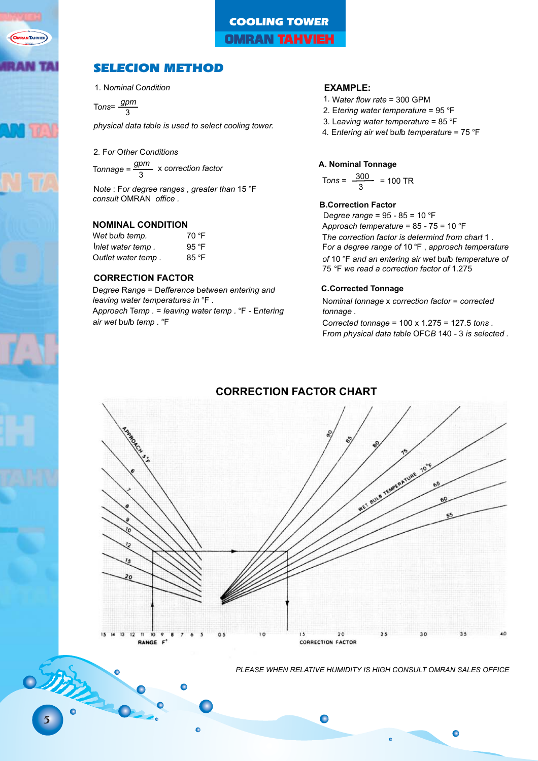# SELECION METHOD

1. Nominal Condition

$$Tons = \frac{gpm}{3}$$

*physical data table is used to select cooling tower.*

2. For Other Conditions

$$Tonnage = \frac{gpm}{3} \times correction\ factor$$

Note : For degree ranges , greater than 15 °F consult OMRAN office .

## NOMINAL CONDITION

| | |
|---|---|
| Wet bulb temp. | 70 °F |
| Inlet water temp . | 95 °F |
| Outlet water temp . | 85 °F |

## CORRECTION FACTOR

*Degree Range = Defference between entering and leaving water temperatures in °F .*

*Approach Temp . = leaving water temp . °F - Entering air wet bulb temp . °F*

## EXAMPLE:

1. Water flow rate = 300 GPM
2. Etering water temperature = 95 °F
3. Leaving water temperature = 85 °F
4. Entering air wet bulb temperature = 75 °F

### A. Nominal Tonnage

$$Tons = \frac{300}{3} = 100\ TR$$

### B.Correction Factor

Degree range = 95 - 85 = 10 °F

Approach temperature = 85 - 75 = 10 °F

*The correction factor is determind from chart 1 . For a degree range of 10 °F , approach temperature of 10 °F and an entering air wet bulb temperature of 75 °F we read a correction factor of 1.275*

### C.Corrected Tonnage

*Nominal tonnage x correction factor = corrected tonnage .*

*Corrected tonnage = 100 x 1.275 = 127.5 tons .*

*From physical data table OFCB 140 - 3 is selected .*

## CORRECTION FACTOR CHART

PLEASE WHEN RELATIVE HUMIDITY IS HIGH CONSULT OMRAN SALES OFFICE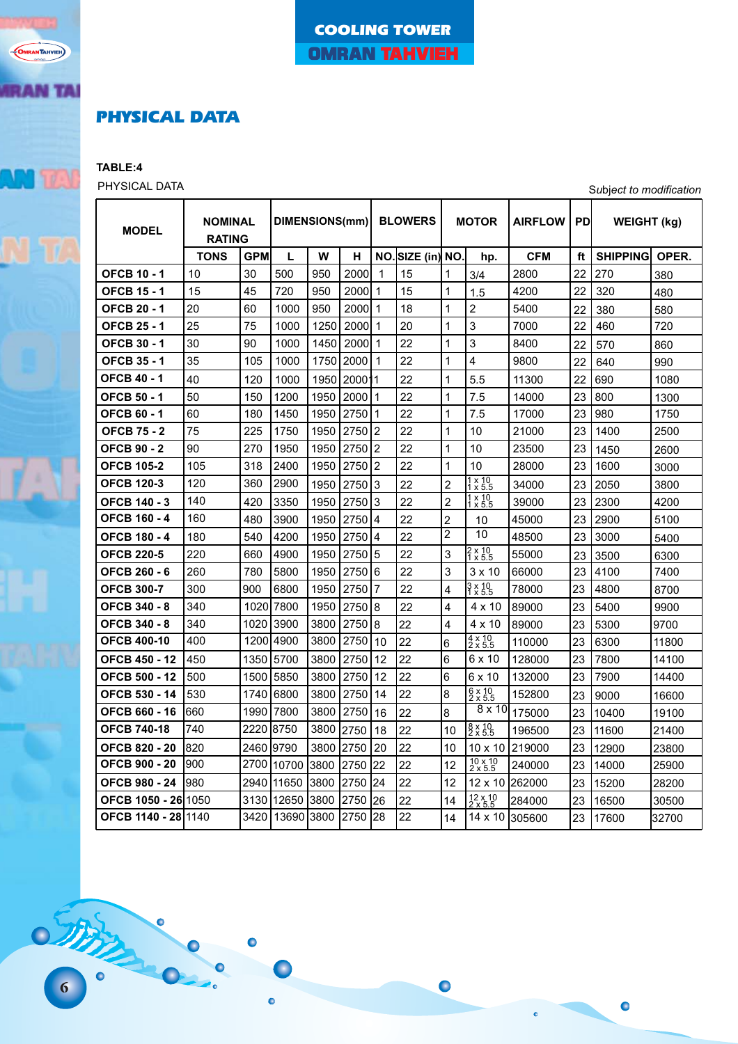## PHYSICAL DATA

**TABLE:4**

PHYSICAL DATA

*Subject to modification*

| MODEL | NOMINAL RATING | | DIMENSIONS(mm) | | | BLOWERS | | MOTOR | | AIRFLOW | PD | WEIGHT (kg) | |
|---|---|---|---|---|---|---|---|---|---|---|---|---|---|
| | TONS | GPM | L | W | H | NO. | SIZE (in) | NO. | hp. | CFM | ft | SHIPPING | OPER. |
| OFCB 10 - 1 | 10 | 30 | 500 | 950 | 2000 | 1 | 15 | 1 | 3/4 | 2800 | 22 | 270 | 380 |
| OFCB 15 - 1 | 15 | 45 | 720 | 950 | 2000 | 1 | 15 | 1 | 1.5 | 4200 | 22 | 320 | 480 |
| OFCB 20 - 1 | 20 | 60 | 1000 | 950 | 2000 | 1 | 18 | 1 | 2 | 5400 | 22 | 380 | 580 |
| OFCB 25 - 1 | 25 | 75 | 1000 | 1250 | 2000 | 1 | 20 | 1 | 3 | 7000 | 22 | 460 | 720 |
| OFCB 30 - 1 | 30 | 90 | 1000 | 1450 | 2000 | 1 | 22 | 1 | 3 | 8400 | 22 | 570 | 860 |
| OFCB 35 - 1 | 35 | 105 | 1000 | 1750 | 2000 | 1 | 22 | 1 | 4 | 9800 | 22 | 640 | 990 |
| OFCB 40 - 1 | 40 | 120 | 1000 | 1950 | 2000 | 1 | 22 | 1 | 5.5 | 11300 | 22 | 690 | 1080 |
| OFCB 50 - 1 | 50 | 150 | 1200 | 1950 | 2000 | 1 | 22 | 1 | 7.5 | 14000 | 23 | 800 | 1300 |
| OFCB 60 - 1 | 60 | 180 | 1450 | 1950 | 2750 | 1 | 22 | 1 | 7.5 | 17000 | 23 | 980 | 1750 |
| OFCB 75 - 2 | 75 | 225 | 1750 | 1950 | 2750 | 2 | 22 | 1 | 10 | 21000 | 23 | 1400 | 2500 |
| OFCB 90 - 2 | 90 | 270 | 1950 | 1950 | 2750 | 2 | 22 | 1 | 10 | 23500 | 23 | 1450 | 2600 |
| OFCB 105-2 | 105 | 318 | 2400 | 1950 | 2750 | 2 | 22 | 1 | 10 | 28000 | 23 | 1600 | 3000 |
| OFCB 120-3 | 120 | 360 | 2900 | 1950 | 2750 | 3 | 22 | 2 | 1 x 10 1 x 5.5 | 34000 | 23 | 2050 | 3800 |
| OFCB 140 - 3 | 140 | 420 | 3350 | 1950 | 2750 | 3 | 22 | 2 | 1 x 10 1 x 5.5 | 39000 | 23 | 2300 | 4200 |
| OFCB 160 - 4 | 160 | 480 | 3900 | 1950 | 2750 | 4 | 22 | 2 | 10 | 45000 | 23 | 2900 | 5100 |
| OFCB 180 - 4 | 180 | 540 | 4200 | 1950 | 2750 | 4 | 22 | 2 | 10 | 48500 | 23 | 3000 | 5400 |
| OFCB 220-5 | 220 | 660 | 4900 | 1950 | 2750 | 5 | 22 | 3 | 2 x 10 1 x 5.5 | 55000 | 23 | 3500 | 6300 |
| OFCB 260 - 6 | 260 | 780 | 5800 | 1950 | 2750 | 6 | 22 | 3 | 3 x 10 | 66000 | 23 | 4100 | 7400 |
| OFCB 300-7 | 300 | 900 | 6800 | 1950 | 2750 | 7 | 22 | 4 | 3 x 10 1 x 5.5 | 78000 | 23 | 4800 | 8700 |
| OFCB 340 - 8 | 340 | 1020 | 7800 | 1950 | 2750 | 8 | 22 | 4 | 4 x 10 | 89000 | 23 | 5400 | 9900 |
| OFCB 340 - 8 | 340 | 1020 | 3900 | 3800 | 2750 | 8 | 22 | 4 | 4 x 10 | 89000 | 23 | 5300 | 9700 |
| OFCB 400-10 | 400 | 1200 | 4900 | 3800 | 2750 | 10 | 22 | 6 | 4 x 10 2 x 5.5 | 110000 | 23 | 6300 | 11800 |
| OFCB 450 - 12 | 450 | 1350 | 5700 | 3800 | 2750 | 12 | 22 | 6 | 6 x 10 | 128000 | 23 | 7800 | 14100 |
| OFCB 500 - 12 | 500 | 1500 | 5850 | 3800 | 2750 | 12 | 22 | 6 | 6 x 10 | 132000 | 23 | 7900 | 14400 |
| OFCB 530 - 14 | 530 | 1740 | 6800 | 3800 | 2750 | 14 | 22 | 8 | 6 x 10 2 x 5.5 | 152800 | 23 | 9000 | 16600 |
| OFCB 660 - 16 | 660 | 1990 | 7800 | 3800 | 2750 | 16 | 22 | 8 | 8 x 10 | 175000 | 23 | 10400 | 19100 |
| OFCB 740-18 | 740 | 2220 | 8750 | 3800 | 2750 | 18 | 22 | 10 | 8 x 10 2 x 5.5 | 196500 | 23 | 11600 | 21400 |
| OFCB 820 - 20 | 820 | 2460 | 9790 | 3800 | 2750 | 20 | 22 | 10 | 10 x 10 | 219000 | 23 | 12900 | 23800 |
| OFCB 900 - 20 | 900 | 2700 | 10700 | 3800 | 2750 | 22 | 22 | 12 | 10 x 10 2 x 5.5 | 240000 | 23 | 14000 | 25900 |
| OFCB 980 - 24 | 980 | 2940 | 11650 | 3800 | 2750 | 24 | 22 | 12 | 12 x 10 | 262000 | 23 | 15200 | 28200 |
| OFCB 1050 - 26 | 1050 | 3130 | 12650 | 3800 | 2750 | 26 | 22 | 14 | 12 x 10 2 x 5.5 | 284000 | 23 | 16500 | 30500 |
| OFCB 1140 - 28 | 1140 | 3420 | 13690 | 3800 | 2750 | 28 | 22 | 14 | 14 x 10 | 305600 | 23 | 17600 | 32700 |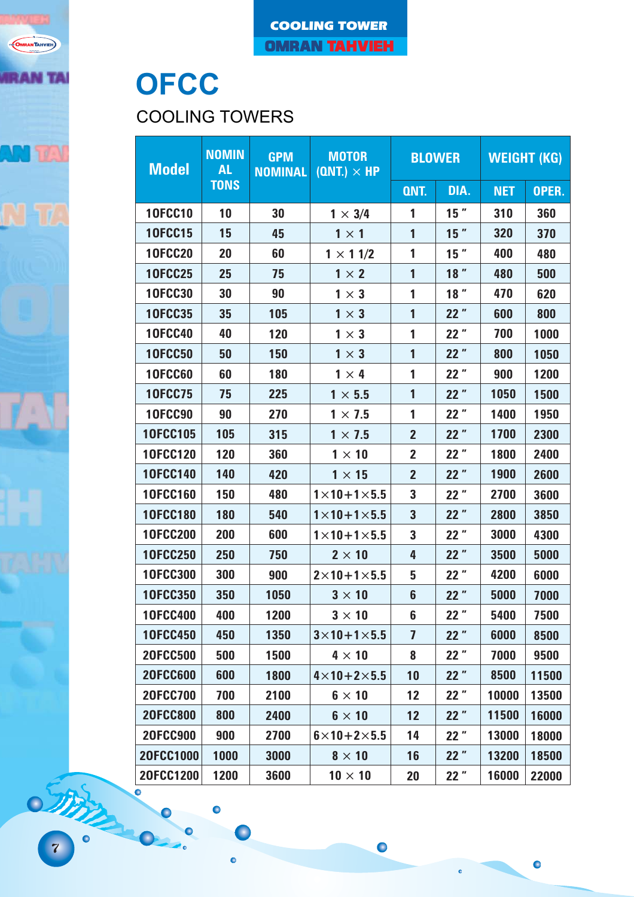# OFCC

## COOLING TOWERS

| Model | NOMINAL TONS | GPM NOMINAL | MOTOR (QNT.) × HP | BLOWER | | WEIGHT (KG) | |
|---|---|---|---|---|---|---|---|
| | | | | QNT. | DIA. | NET | OPER. |
| 1OFCC10 | 10 | 30 | 1 × 3/4 | 1 | 15 " | 310 | 360 |
| 1OFCC15 | 15 | 45 | 1 × 1 | 1 | 15 " | 320 | 370 |
| 1OFCC20 | 20 | 60 | 1 × 1 1/2 | 1 | 15 " | 400 | 480 |
| 1OFCC25 | 25 | 75 | 1 × 2 | 1 | 18 " | 480 | 500 |
| 1OFCC30 | 30 | 90 | 1 × 3 | 1 | 18 " | 470 | 620 |
| 1OFCC35 | 35 | 105 | 1 × 3 | 1 | 22 " | 600 | 800 |
| 1OFCC40 | 40 | 120 | 1 × 3 | 1 | 22 " | 700 | 1000 |
| 1OFCC50 | 50 | 150 | 1 × 3 | 1 | 22 " | 800 | 1050 |
| 1OFCC60 | 60 | 180 | 1 × 4 | 1 | 22 " | 900 | 1200 |
| 1OFCC75 | 75 | 225 | 1 × 5.5 | 1 | 22 " | 1050 | 1500 |
| 1OFCC90 | 90 | 270 | 1 × 7.5 | 1 | 22 " | 1400 | 1950 |
| 1OFCC105 | 105 | 315 | 1 × 7.5 | 2 | 22 " | 1700 | 2300 |
| 1OFCC120 | 120 | 360 | 1 × 10 | 2 | 22 " | 1800 | 2400 |
| 1OFCC140 | 140 | 420 | 1 × 15 | 2 | 22 " | 1900 | 2600 |
| 1OFCC160 | 150 | 480 | 1×10+1×5.5 | 3 | 22 " | 2700 | 3600 |
| 1OFCC180 | 180 | 540 | 1×10+1×5.5 | 3 | 22 " | 2800 | 3850 |
| 1OFCC200 | 200 | 600 | 1×10+1×5.5 | 3 | 22 " | 3000 | 4300 |
| 1OFCC250 | 250 | 750 | 2 × 10 | 4 | 22 " | 3500 | 5000 |
| 1OFCC300 | 300 | 900 | 2×10+1×5.5 | 5 | 22 " | 4200 | 6000 |
| 1OFCC350 | 350 | 1050 | 3 × 10 | 6 | 22 " | 5000 | 7000 |
| 1OFCC400 | 400 | 1200 | 3 × 10 | 6 | 22 " | 5400 | 7500 |
| 1OFCC450 | 450 | 1350 | 3×10+1×5.5 | 7 | 22 " | 6000 | 8500 |
| 2OFCC500 | 500 | 1500 | 4 × 10 | 8 | 22 " | 7000 | 9500 |
| 2OFCC600 | 600 | 1800 | 4×10+2×5.5 | 10 | 22 " | 8500 | 11500 |
| 2OFCC700 | 700 | 2100 | 6 × 10 | 12 | 22 " | 10000 | 13500 |
| 2OFCC800 | 800 | 2400 | 6 × 10 | 12 | 22 " | 11500 | 16000 |
| 2OFCC900 | 900 | 2700 | 6×10+2×5.5 | 14 | 22 " | 13000 | 18000 |
| 2OFCC1000 | 1000 | 3000 | 8 × 10 | 16 | 22 " | 13200 | 18500 |
| 2OFCC1200 | 1200 | 3600 | 10 × 10 | 20 | 22 " | 16000 | 22000 |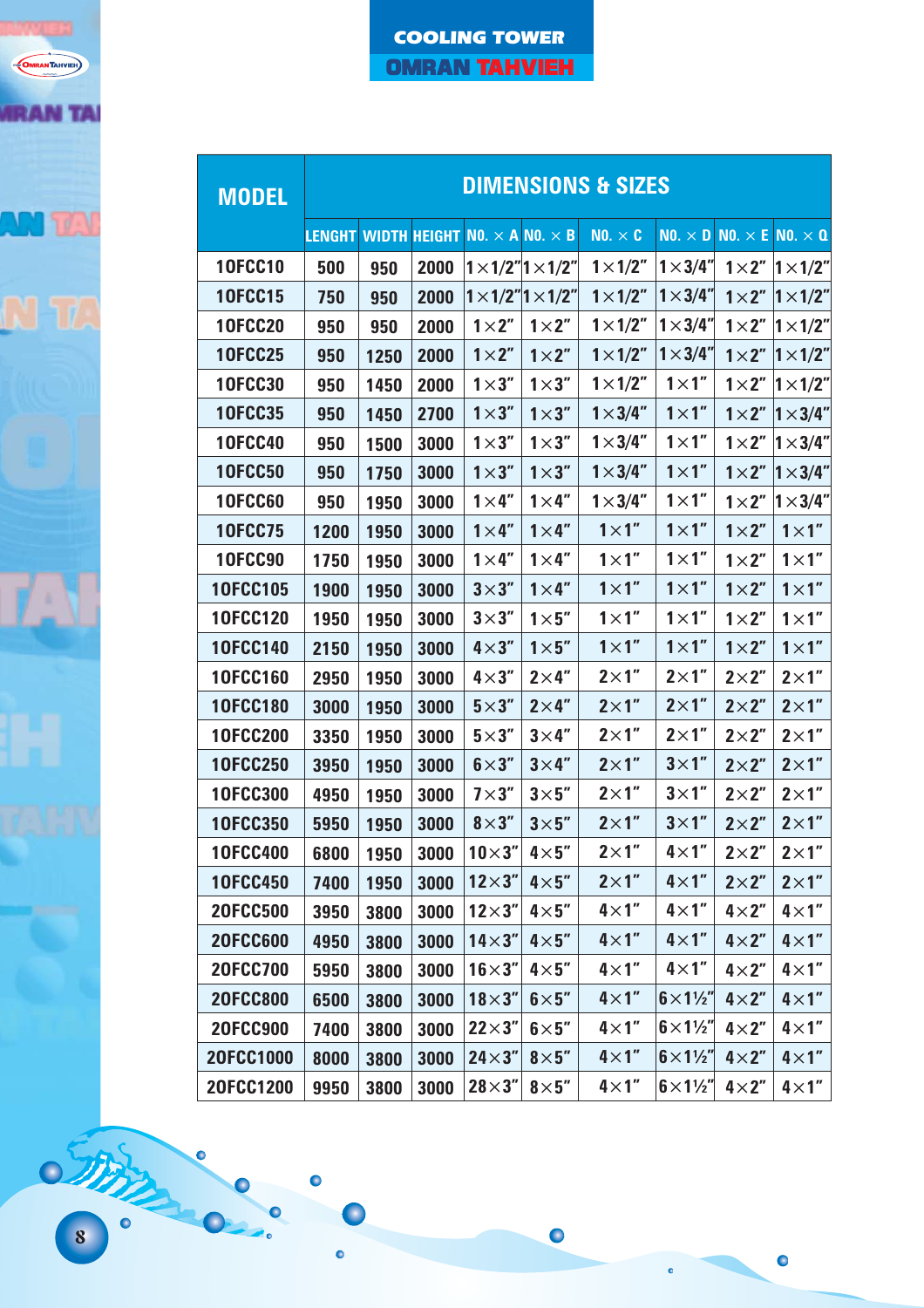## COOLING TOWER
## OMRAN TAHVIEH

| MODEL | DIMENSIONS & SIZES | | | | | | | | |
|---|---|---|---|---|---|---|---|---|---|
| | LENGHT | WIDTH | HEIGHT | NO. × A | NO. × B | NO. × C | NO. × D | NO. × E | NO. × Q |
| 10FCC10 | 500 | 950 | 2000 | 1×1/2" | 1×1/2" | 1×1/2" | 1×3/4" | 1×2" | 1×1/2" |
| 10FCC15 | 750 | 950 | 2000 | 1×1/2" | 1×1/2" | 1×1/2" | 1×3/4" | 1×2" | 1×1/2" |
| 10FCC20 | 950 | 950 | 2000 | 1×2" | 1×2" | 1×1/2" | 1×3/4" | 1×2" | 1×1/2" |
| 10FCC25 | 950 | 1250 | 2000 | 1×2" | 1×2" | 1×1/2" | 1×3/4" | 1×2" | 1×1/2" |
| 10FCC30 | 950 | 1450 | 2000 | 1×3" | 1×3" | 1×1/2" | 1×1" | 1×2" | 1×1/2" |
| 10FCC35 | 950 | 1450 | 2700 | 1×3" | 1×3" | 1×3/4" | 1×1" | 1×2" | 1×3/4" |
| 10FCC40 | 950 | 1500 | 3000 | 1×3" | 1×3" | 1×3/4" | 1×1" | 1×2" | 1×3/4" |
| 10FCC50 | 950 | 1750 | 3000 | 1×3" | 1×3" | 1×3/4" | 1×1" | 1×2" | 1×3/4" |
| 10FCC60 | 950 | 1950 | 3000 | 1×4" | 1×4" | 1×3/4" | 1×1" | 1×2" | 1×3/4" |
| 10FCC75 | 1200 | 1950 | 3000 | 1×4" | 1×4" | 1×1" | 1×1" | 1×2" | 1×1" |
| 10FCC90 | 1750 | 1950 | 3000 | 1×4" | 1×4" | 1×1" | 1×1" | 1×2" | 1×1" |
| 10FCC105 | 1900 | 1950 | 3000 | 3×3" | 1×4" | 1×1" | 1×1" | 1×2" | 1×1" |
| 10FCC120 | 1950 | 1950 | 3000 | 3×3" | 1×5" | 1×1" | 1×1" | 1×2" | 1×1" |
| 10FCC140 | 2150 | 1950 | 3000 | 4×3" | 1×5" | 1×1" | 1×1" | 1×2" | 1×1" |
| 10FCC160 | 2950 | 1950 | 3000 | 4×3" | 2×4" | 2×1" | 2×1" | 2×2" | 2×1" |
| 10FCC180 | 3000 | 1950 | 3000 | 5×3" | 2×4" | 2×1" | 2×1" | 2×2" | 2×1" |
| 10FCC200 | 3350 | 1950 | 3000 | 5×3" | 3×4" | 2×1" | 2×1" | 2×2" | 2×1" |
| 10FCC250 | 3950 | 1950 | 3000 | 6×3" | 3×4" | 2×1" | 3×1" | 2×2" | 2×1" |
| 10FCC300 | 4950 | 1950 | 3000 | 7×3" | 3×5" | 2×1" | 3×1" | 2×2" | 2×1" |
| 10FCC350 | 5950 | 1950 | 3000 | 8×3" | 3×5" | 2×1" | 3×1" | 2×2" | 2×1" |
| 10FCC400 | 6800 | 1950 | 3000 | 10×3" | 4×5" | 2×1" | 4×1" | 2×2" | 2×1" |
| 10FCC450 | 7400 | 1950 | 3000 | 12×3" | 4×5" | 2×1" | 4×1" | 2×2" | 2×1" |
| 20FCC500 | 3950 | 3800 | 3000 | 12×3" | 4×5" | 4×1" | 4×1" | 4×2" | 4×1" |
| 20FCC600 | 4950 | 3800 | 3000 | 14×3" | 4×5" | 4×1" | 4×1" | 4×2" | 4×1" |
| 20FCC700 | 5950 | 3800 | 3000 | 16×3" | 4×5" | 4×1" | 4×1" | 4×2" | 4×1" |
| 20FCC800 | 6500 | 3800 | 3000 | 18×3" | 6×5" | 4×1" | 6×1½" | 4×2" | 4×1" |
| 20FCC900 | 7400 | 3800 | 3000 | 22×3" | 6×5" | 4×1" | 6×1½" | 4×2" | 4×1" |
| 20FCC1000 | 8000 | 3800 | 3000 | 24×3" | 8×5" | 4×1" | 6×1½" | 4×2" | 4×1" |
| 20FCC1200 | 9950 | 3800 | 3000 | 28×3" | 8×5" | 4×1" | 6×1½" | 4×2" | 4×1" |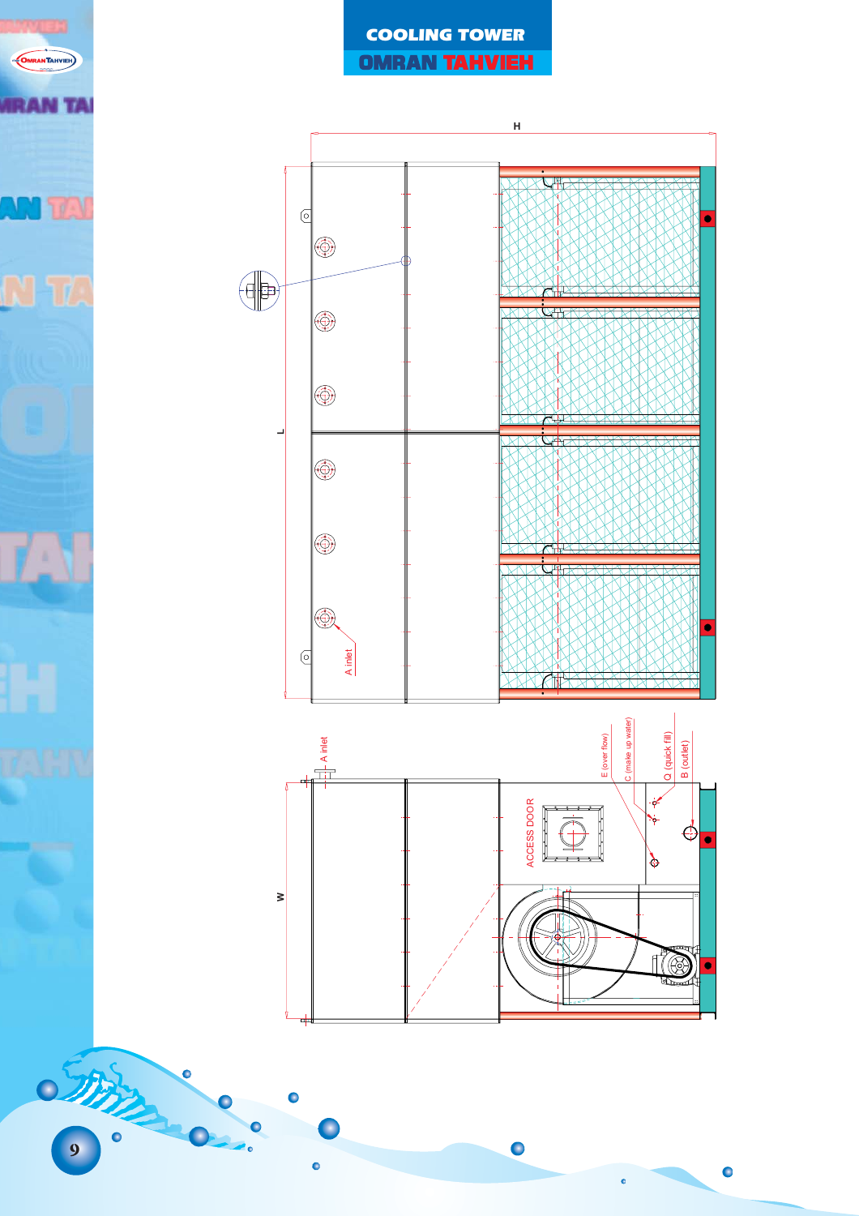# COOLING TOWER

## OMRAN TAHVIEH

H

L

A inlet

A inlet

W

ACCESS DOOR

E (over flow)

C (make up water)

Q (quick fill)

B (outlet)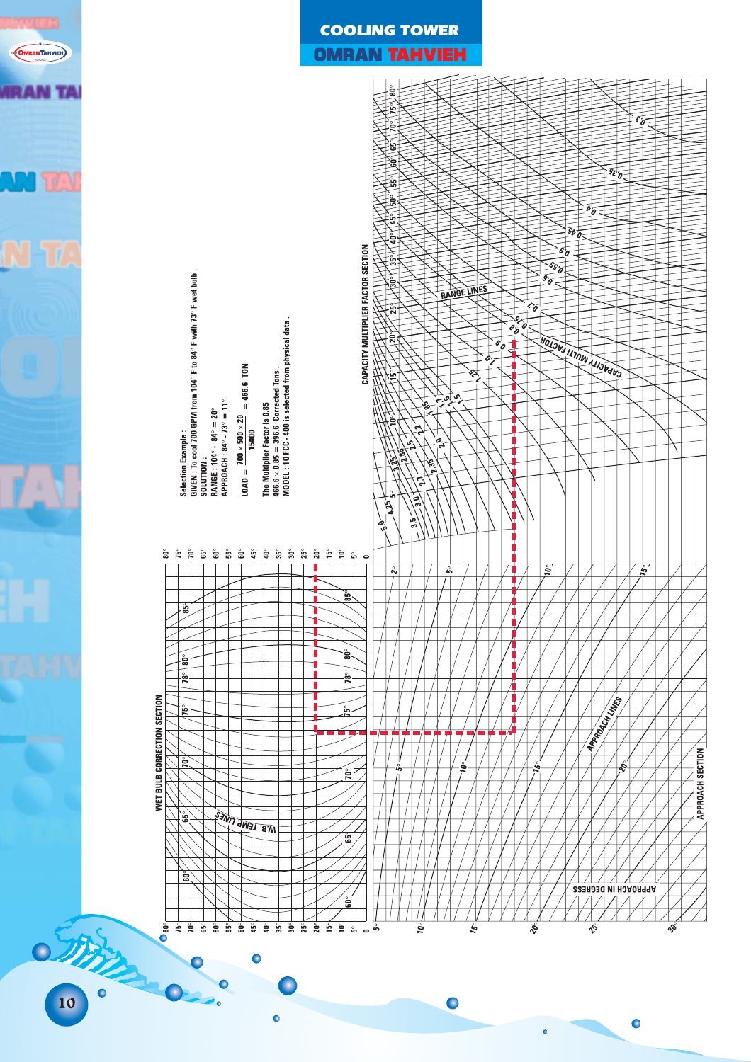# COOLING TOWER

## OMRAN TAHVIEH

**Selection Example :**

GIVEN : To cool 700 GPM from 104° F to 84° F with 73° F wet bulb .

SOLUTION :

RANGE : 104° - 84° = 20°

APPROACH : 84° - 73° = 11°

$$\text{LOAD} = \frac{700 \times 500 \times 20}{15000} = 466.6 \text{ TON}$$

The Multiplier Factor is 0.85

466.6 × 0.85 = 396.6 Corrected Tons .

MODEL : 10 FCC - 400 is selected from physical data .

WET BULB CORRECTION SECTION

W.B. TEMP LINES

CAPACITY MULTIPLIER FACTOR SECTION

RANGE LINES

CAPACITY MULTI FACTOR

APPROACH SECTION

APPROACH LINES

APPROACH IN DEGREES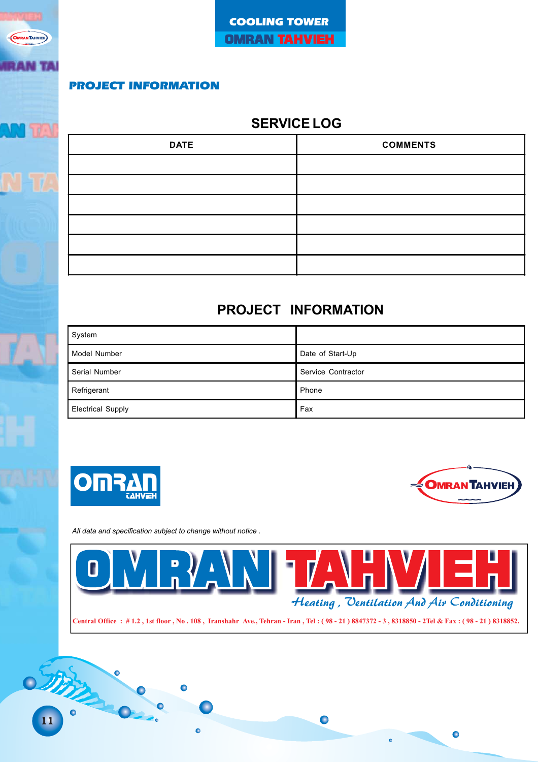## PROJECT INFORMATION

### SERVICE LOG

| DATE | COMMENTS |
|---|---|
| | |
| | |
| | |
| | |
| | |
| | |

### PROJECT INFORMATION

| | |
|---|---|
| System | |
| Model Number | Date of Start-Up |
| Serial Number | Service Contractor |
| Refrigerant | Phone |
| Electrical Supply | Fax |

*All data and specification subject to change without notice .*

**OMRAN TAHVIEH**

*Heating , Ventilation And Air Conditioning*

Central Office : # 1.2 , 1st floor , No . 108 , Iranshahr Ave., Tehran - Iran , Tel : ( 98 - 21 ) 8847372 - 3 , 8318850 - 2Tel & Fax : ( 98 - 21 ) 8318852.